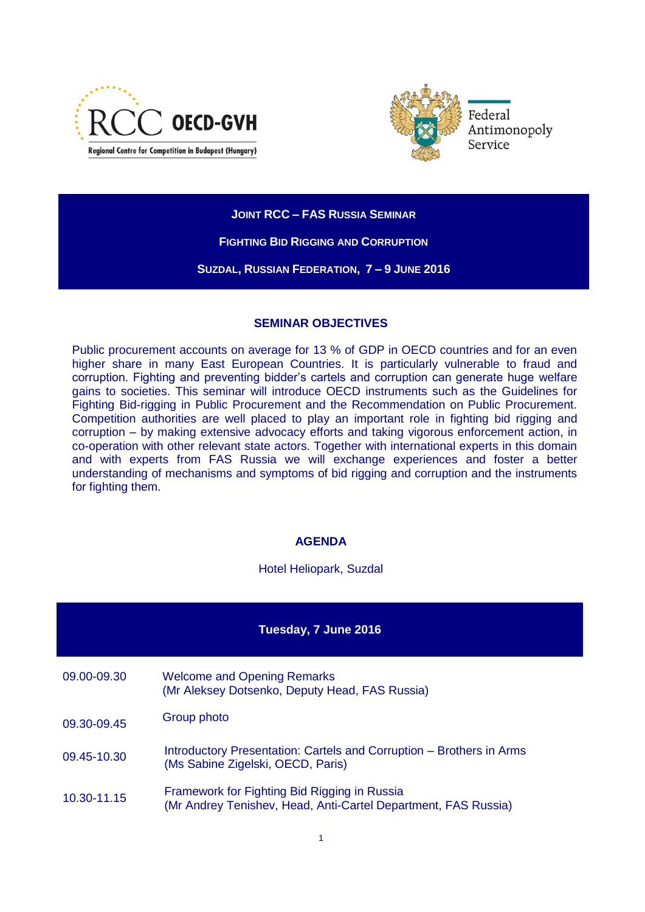RCC OECD-GVH
Regional Centre for Competition in Budapest (Hungary)

Federal Antimonopoly Service

# JOINT RCC – FAS RUSSIA SEMINAR

## FIGHTING BID RIGGING AND CORRUPTION

### SUZDAL, RUSSIAN FEDERATION, 7 – 9 JUNE 2016

## SEMINAR OBJECTIVES

Public procurement accounts on average for 13 % of GDP in OECD countries and for an even higher share in many East European Countries. It is particularly vulnerable to fraud and corruption. Fighting and preventing bidder's cartels and corruption can generate huge welfare gains to societies. This seminar will introduce OECD instruments such as the Guidelines for Fighting Bid-rigging in Public Procurement and the Recommendation on Public Procurement. Competition authorities are well placed to play an important role in fighting bid rigging and corruption – by making extensive advocacy efforts and taking vigorous enforcement action, in co-operation with other relevant state actors. Together with international experts in this domain and with experts from FAS Russia we will exchange experiences and foster a better understanding of mechanisms and symptoms of bid rigging and corruption and the instruments for fighting them.

## AGENDA

Hotel Heliopark, Suzdal

### Tuesday, 7 June 2016

| | |
|---|---|
| 09.00-09.30 | Welcome and Opening Remarks<br>(Mr Aleksey Dotsenko, Deputy Head, FAS Russia) |
| 09.30-09.45 | Group photo |
| 09.45-10.30 | Introductory Presentation: Cartels and Corruption – Brothers in Arms<br>(Ms Sabine Zigelski, OECD, Paris) |
| 10.30-11.15 | Framework for Fighting Bid Rigging in Russia<br>(Mr Andrey Tenishev, Head, Anti-Cartel Department, FAS Russia) |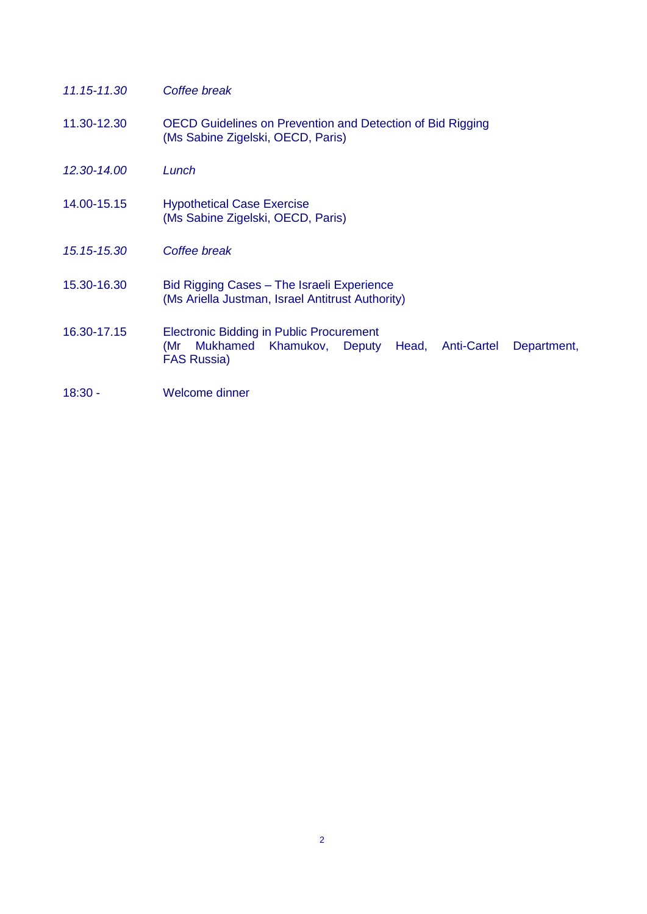*11.15-11.30* *Coffee break*

11.30-12.30 OECD Guidelines on Prevention and Detection of Bid Rigging
(Ms Sabine Zigelski, OECD, Paris)

*12.30-14.00* *Lunch*

14.00-15.15 Hypothetical Case Exercise
(Ms Sabine Zigelski, OECD, Paris)

*15.15-15.30* *Coffee break*

15.30-16.30 Bid Rigging Cases – The Israeli Experience
(Ms Ariella Justman, Israel Antitrust Authority)

16.30-17.15 Electronic Bidding in Public Procurement
(Mr Mukhamed Khamukov, Deputy Head, Anti-Cartel Department, FAS Russia)

18:30 - Welcome dinner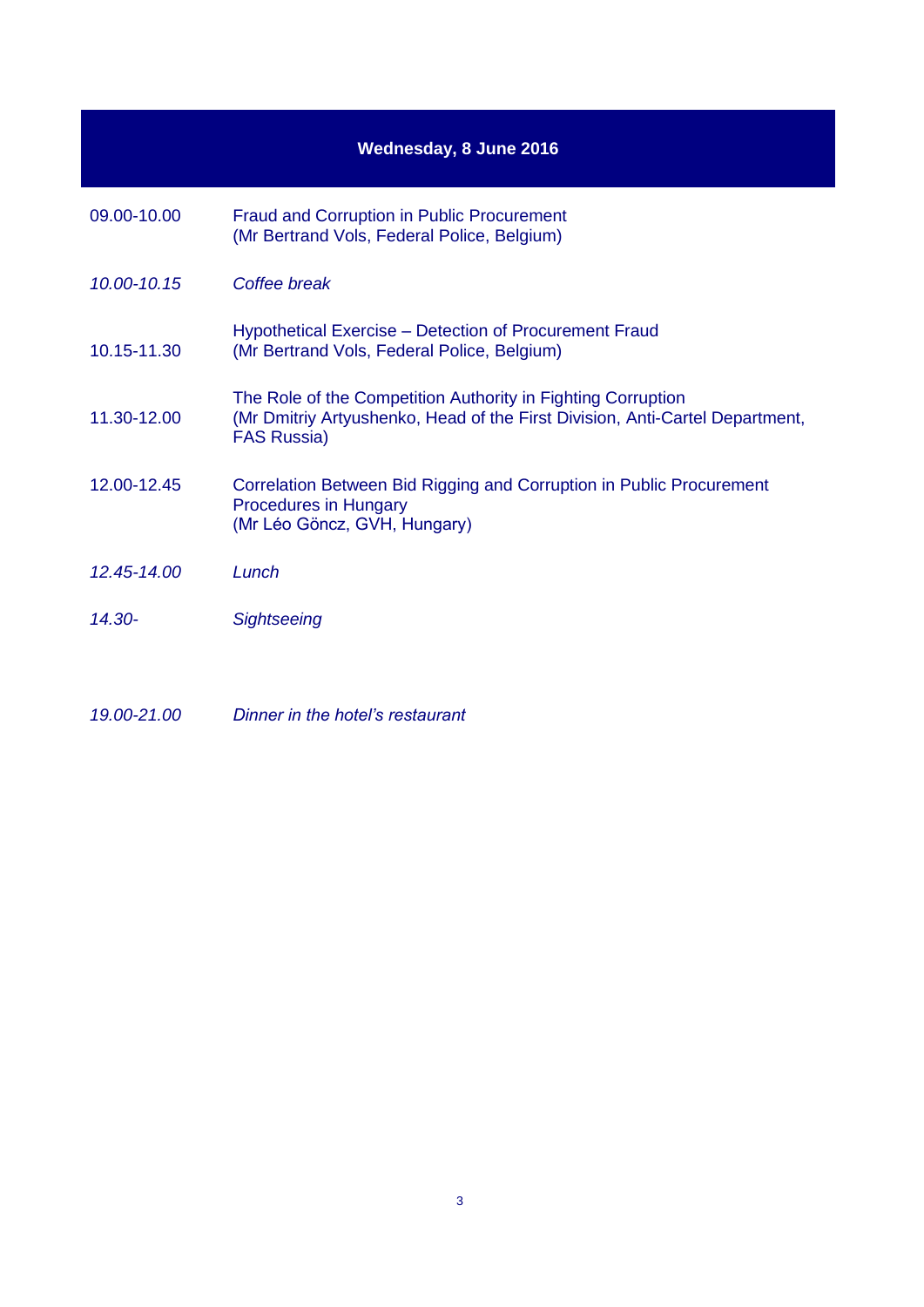## Wednesday, 8 June 2016

| | |
|---|---|
| 09.00-10.00 | Fraud and Corruption in Public Procurement<br>(Mr Bertrand Vols, Federal Police, Belgium) |
| *10.00-10.15* | *Coffee break* |
| 10.15-11.30 | Hypothetical Exercise – Detection of Procurement Fraud<br>(Mr Bertrand Vols, Federal Police, Belgium) |
| 11.30-12.00 | The Role of the Competition Authority in Fighting Corruption<br>(Mr Dmitriy Artyushenko, Head of the First Division, Anti-Cartel Department, FAS Russia) |
| 12.00-12.45 | Correlation Between Bid Rigging and Corruption in Public Procurement Procedures in Hungary<br>(Mr Léo Göncz, GVH, Hungary) |
| *12.45-14.00* | *Lunch* |
| *14.30-* | *Sightseeing* |
| *19.00-21.00* | *Dinner in the hotel's restaurant* |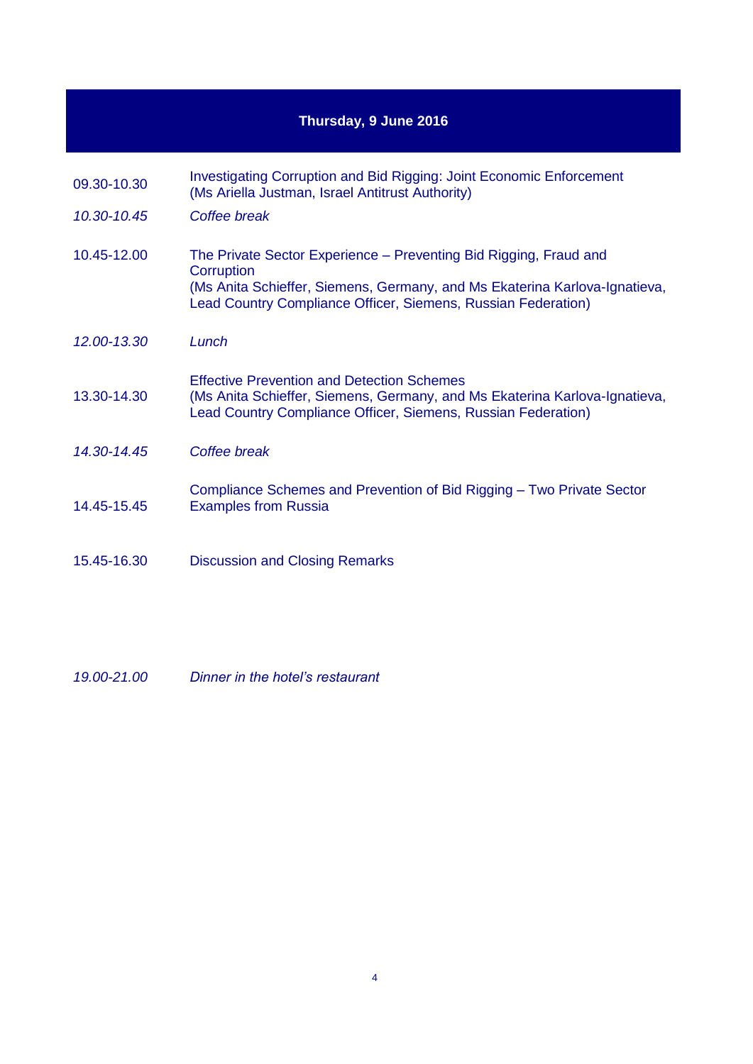## Thursday, 9 June 2016

| | |
|---|---|
| 09.30-10.30 | Investigating Corruption and Bid Rigging: Joint Economic Enforcement (Ms Ariella Justman, Israel Antitrust Authority) |
| *10.30-10.45* | *Coffee break* |
| 10.45-12.00 | The Private Sector Experience – Preventing Bid Rigging, Fraud and Corruption (Ms Anita Schieffer, Siemens, Germany, and Ms Ekaterina Karlova-Ignatieva, Lead Country Compliance Officer, Siemens, Russian Federation) |
| *12.00-13.30* | *Lunch* |
| 13.30-14.30 | Effective Prevention and Detection Schemes (Ms Anita Schieffer, Siemens, Germany, and Ms Ekaterina Karlova-Ignatieva, Lead Country Compliance Officer, Siemens, Russian Federation) |
| *14.30-14.45* | *Coffee break* |
| 14.45-15.45 | Compliance Schemes and Prevention of Bid Rigging – Two Private Sector Examples from Russia |
| 15.45-16.30 | Discussion and Closing Remarks |
| *19.00-21.00* | *Dinner in the hotel's restaurant* |